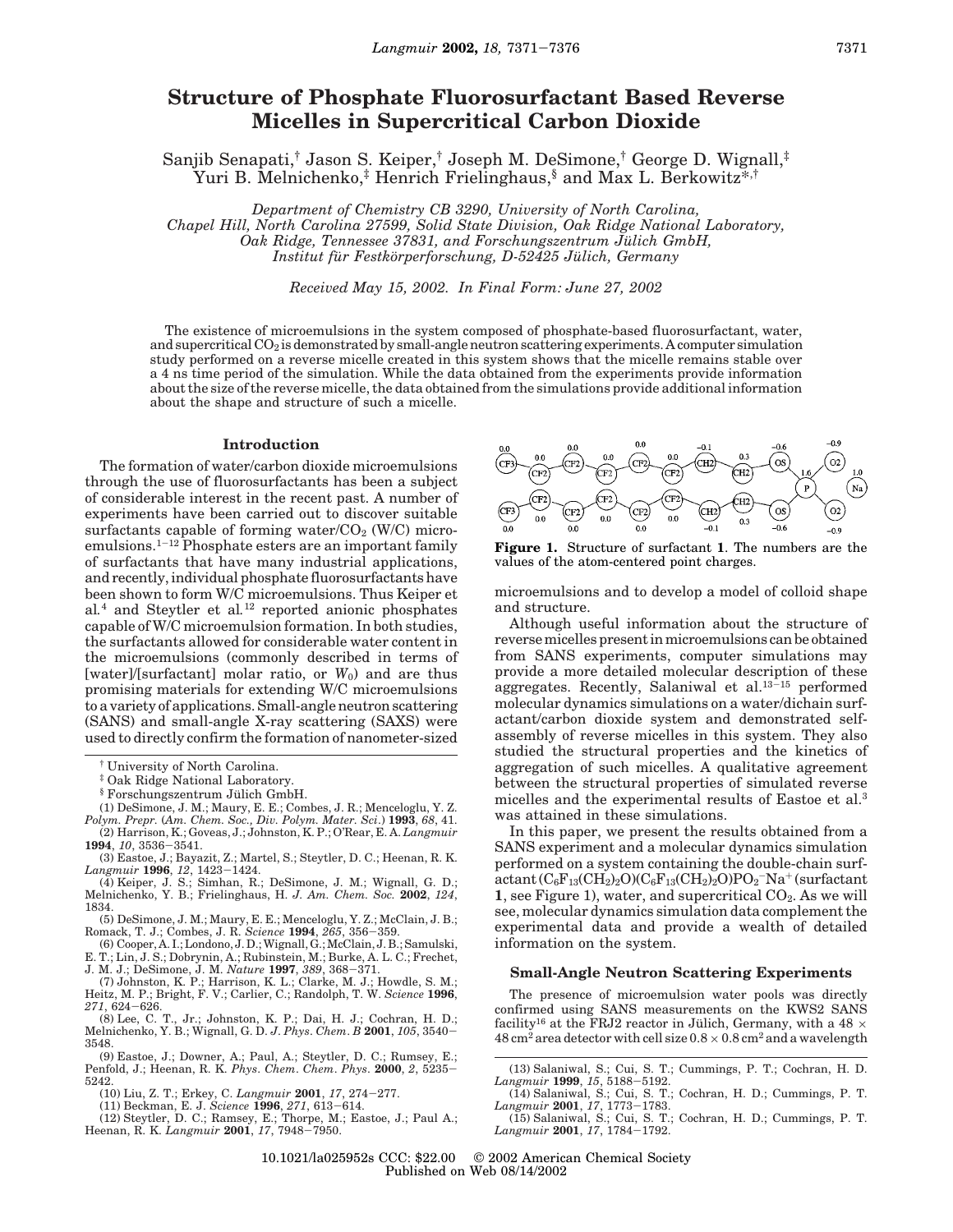# Structure of Phosphate Fluorosurfactant Based Reverse Micelles in Supercritical Carbon Dioxide

Sanjib Senapati,[†] Jason S. Keiper,[†] Joseph M. DeSimone,[†] George D. Wignall,[‡] Yuri B. Melnichenko,[‡] Henrich Frielinghaus,[§] and Max L. Berkowitz*,[†]

*Department of Chemistry CB 3290, University of North Carolina, Chapel Hill, North Carolina 27599, Solid State Division, Oak Ridge National Laboratory, Oak Ridge, Tennessee 37831, and Forschungszentrum Jülich GmbH, Institut für Festkörperforschung, D-52425 Jülich, Germany*

*Received May 15, 2002. In Final Form: June 27, 2002*

The existence of microemulsions in the system composed of phosphate-based fluorosurfactant, water, and supercritical $CO_2$ is demonstrated by small-angle neutron scattering experiments. A computer simulation study performed on a reverse micelle created in this system shows that the micelle remains stable over a 4 ns time period of the simulation. While the data obtained from the experiments provide information about the size of the reverse micelle, the data obtained from the simulations provide additional information about the shape and structure of such a micelle.

## Introduction

The formation of water/carbon dioxide microemulsions through the use of fluorosurfactants has been a subject of considerable interest in the recent past. A number of experiments have been carried out to discover suitable surfactants capable of forming water/$CO_2$ (W/C) microemulsions.[1-12] Phosphate esters are an important family of surfactants that have many industrial applications, and recently, individual phosphate fluorosurfactants have been shown to form W/C microemulsions. Thus Keiper et al.[4] and Steytler et al.[12] reported anionic phosphates capable of W/C microemulsion formation. In both studies, the surfactants allowed for considerable water content in the microemulsions (commonly described in terms of [water]/[surfactant] molar ratio, or $W_0$) and are thus promising materials for extending W/C microemulsions to a variety of applications. Small-angle neutron scattering (SANS) and small-angle X-ray scattering (SAXS) were used to directly confirm the formation of nanometer-sized microemulsions and to develop a model of colloid shape and structure.

**Figure 1.** Structure of surfactant **1**. The numbers are the values of the atom-centered point charges.

Although useful information about the structure of reverse micelles present in microemulsions can be obtained from SANS experiments, computer simulations may provide a more detailed molecular description of these aggregates. Recently, Salaniwal et al.[13-15] performed molecular dynamics simulations on a water/dichain surfactant/carbon dioxide system and demonstrated self-assembly of reverse micelles in this system. They also studied the structural properties and the kinetics of aggregation of such micelles. A qualitative agreement between the structural properties of simulated reverse micelles and the experimental results of Eastoe et al.[3] was attained in these simulations.

In this paper, we present the results obtained from a SANS experiment and a molecular dynamics simulation performed on a system containing the double-chain surfactant $(C_6F_{13}(CH_2)_2O)(C_6F_{13}(CH_2)_2O)PO_2^-Na^+$ (surfactant **1**, see Figure 1), water, and supercritical $CO_2$. As we will see, molecular dynamics simulation data complement the experimental data and provide a wealth of detailed information on the system.

## Small-Angle Neutron Scattering Experiments

The presence of microemulsion water pools was directly confirmed using SANS measurements on the KWS2 SANS facility[16] at the FRJ2 reactor in Jülich, Germany, with a $48 \times 48$ cm$^2$ area detector with cell size $0.8 \times 0.8$ cm$^2$ and a wavelength

---

[†] University of North Carolina.

[‡] Oak Ridge National Laboratory.

[§] Forschungszentrum Jülich GmbH.

(1) DeSimone, J. M.; Maury, E. E.; Combes, J. R.; Menceloglu, Y. Z. *Polym. Prepr.* (*Am. Chem. Soc., Div. Polym. Mater. Sci.*) **1993**, *68*, 41.

(2) Harrison, K.; Goveas, J.; Johnston, K. P.; O'Rear, E. A. *Langmuir* **1994**, *10*, 3536–3541.

(3) Eastoe, J.; Bayazit, Z.; Martel, S.; Steytler, D. C.; Heenan, R. K. *Langmuir* **1996**, *12*, 1423–1424.

(4) Keiper, J. S.; Simhan, R.; DeSimone, J. M.; Wignall, G. D.; Melnichenko, Y. B.; Frielinghaus, H. *J. Am. Chem. Soc.* **2002**, *124*, 1834.

(5) DeSimone, J. M.; Maury, E. E.; Menceloglu, Y. Z.; McClain, J. B.; Romack, T. J.; Combes, J. R. *Science* **1994**, *265*, 356–359.

(6) Cooper, A. I.; Londono, J. D.; Wignall, G.; McClain, J. B.; Samulski, E. T.; Lin, J. S.; Dobrynin, A.; Rubinstein, M.; Burke, A. L. C.; Frechet, J. M. J.; DeSimone, J. M. *Nature* **1997**, *389*, 368–371.

(7) Johnston, K. P.; Harrison, K. L.; Clarke, M. J.; Howdle, S. M.; Heitz, M. P.; Bright, F. V.; Carlier, C.; Randolph, T. W. *Science* **1996**, *271*, 624–626.

(8) Lee, C. T., Jr.; Johnston, K. P.; Dai, H. J.; Cochran, H. D.; Melnichenko, Y. B.; Wignall, G. D. *J. Phys. Chem. B* **2001**, *105*, 3540–3548.

(9) Eastoe, J.; Downer, A.; Paul, A.; Steytler, D. C.; Rumsey, E.; Penfold, J.; Heenan, R. K. *Phys. Chem. Chem. Phys.* **2000**, *2*, 5235–5242.

(10) Liu, Z. T.; Erkey, C. *Langmuir* **2001**, *17*, 274–277.

(11) Beckman, E. J. *Science* **1996**, *271*, 613–614.

(12) Steytler, D. C.; Ramsey, E.; Thorpe, M.; Eastoe, J.; Paul A.; Heenan, R. K. *Langmuir* **2001**, *17*, 7948–7950.

(13) Salaniwal, S.; Cui, S. T.; Cummings, P. T.; Cochran, H. D. *Langmuir* **1999**, *15*, 5188–5192.

(14) Salaniwal, S.; Cui, S. T.; Cochran, H. D.; Cummings, P. T. *Langmuir* **2001**, *17*, 1773–1783.

(15) Salaniwal, S.; Cui, S. T.; Cochran, H. D.; Cummings, P. T. *Langmuir* **2001**, *17*, 1784–1792.

10.1021/la025952s CCC: $22.00 © 2002 American Chemical Society
Published on Web 08/14/2002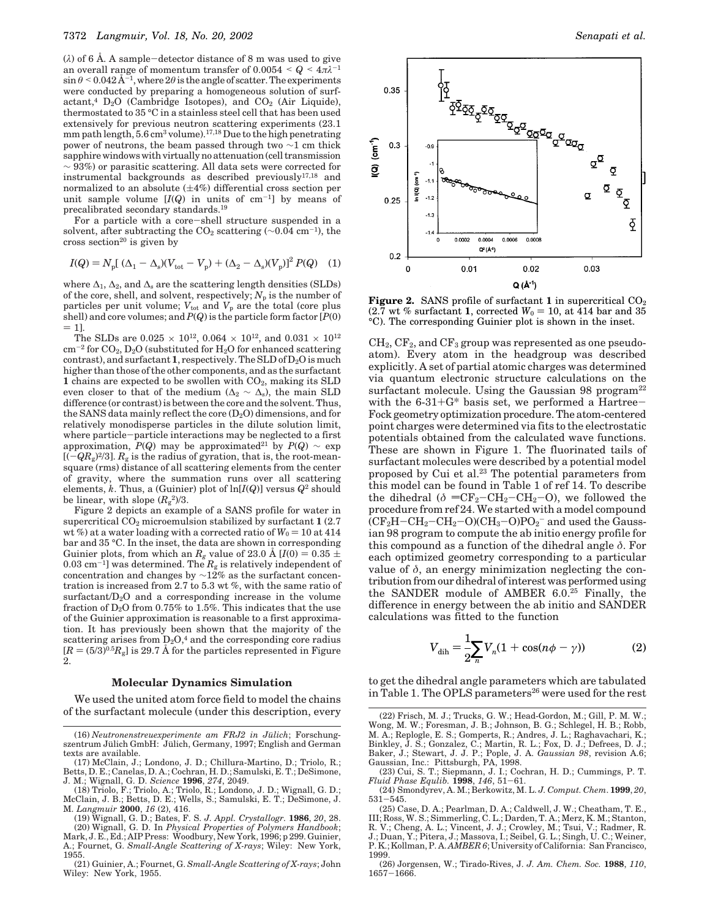($\lambda$) of 6 Å. A sample–detector distance of 8 m was used to give an overall range of momentum transfer of $0.0054 < Q < 4\pi\lambda^{-1}\sin\theta < 0.042$ Å$^{-1}$, where $2\theta$ is the angle of scatter. The experiments were conducted by preparing a homogeneous solution of surfactant,[4] $D_2O$ (Cambridge Isotopes), and $CO_2$ (Air Liquide), thermostated to 35 °C in a stainless steel cell that has been used extensively for previous neutron scattering experiments (23.1 mm path length, 5.6 cm$^3$ volume).[17,18] Due to the high penetrating power of neutrons, the beam passed through two ~1 cm thick sapphire windows with virtually no attenuation (cell transmission ~ 93%) or parasitic scattering. All data sets were corrected for instrumental backgrounds as described previously[17,18] and normalized to an absolute (±4%) differential cross section per unit sample volume [$I(Q)$ in units of cm$^{-1}$] by means of precalibrated secondary standards.[19]

For a particle with a core–shell structure suspended in a solvent, after subtracting the $CO_2$ scattering (~0.04 cm$^{-1}$), the cross section[20] is given by

$$I(Q) = N_p[(\Delta_1 - \Delta_s)(V_{tot} - V_p) + (\Delta_2 - \Delta_s)(V_p)]^2 P(Q) \quad (1)$$

where $\Delta_1$, $\Delta_2$, and $\Delta_s$ are the scattering length densities (SLDs) of the core, shell, and solvent, respectively; $N_p$ is the number of particles per unit volume; $V_{tot}$ and $V_p$ are the total (core plus shell) and core volumes; and $P(Q)$ is the particle form factor [$P(0) = 1$].

The SLDs are $0.025 \times 10^{12}$, $0.064 \times 10^{12}$, and $0.031 \times 10^{12}$ cm$^{-2}$ for $CO_2$, $D_2O$ (substituted for $H_2O$ for enhanced scattering contrast), and surfactant **1**, respectively. The SLD of $D_2O$ is much higher than those of the other components, and as the surfactant **1** chains are expected to be swollen with $CO_2$, making its SLD even closer to that of the medium ($\Delta_2 \sim \Delta_s$), the main SLD difference (or contrast) is between the core and the solvent. Thus, the SANS data mainly reflect the core ($D_2O$) dimensions, and for relatively monodisperse particles in the dilute solution limit, where particle–particle interactions may be neglected to a first approximation, $P(Q)$ may be approximated[21] by $P(Q) \sim \exp[(-QR_g)^2/3]$. $R_g$ is the radius of gyration, that is, the root-mean-square (rms) distance of all scattering elements from the center of gravity, where the summation runs over all scattering elements, $k$. Thus, a (Guinier) plot of $\ln[I(Q)]$ versus $Q^2$ should be linear, with slope $(R_g^2)/3$.

Figure 2 depicts an example of a SANS profile for water in supercritical $CO_2$ microemulsion stabilized by surfactant **1** (2.7 wt %) at a water loading with a corrected ratio of $W_0 = 10$ at 414 bar and 35 °C. In the inset, the data are shown in corresponding Guinier plots, from which an $R_g$ value of 23.0 Å [$I(0) = 0.35 \pm 0.03$ cm$^{-1}$] was determined. The $R_g$ is relatively independent of concentration and changes by ~12% as the surfactant concentration is increased from 2.7 to 5.3 wt %, with the same ratio of surfactant/$D_2O$ and a corresponding increase in the volume fraction of $D_2O$ from 0.75% to 1.5%. This indicates that the use of the Guinier approximation is reasonable to a first approximation. It has previously been shown that the majority of the scattering arises from $D_2O$,[4] and the corresponding core radius [$R = (5/3)^{0.5}R_g$] is 29.7 Å for the particles represented in Figure 2.

**Figure 2.** SANS profile of surfactant **1** in supercritical $CO_2$ (2.7 wt % surfactant **1**, corrected $W_0 = 10$, at 414 bar and 35 °C). The corresponding Guinier plot is shown in the inset.

## Molecular Dynamics Simulation

We used the united atom force field to model the chains of the surfactant molecule (under this description, every $CH_2$, $CF_2$, and $CF_3$ group was represented as one pseudo-atom). Every atom in the headgroup was described explicitly. A set of partial atomic charges was determined via quantum electronic structure calculations on the surfactant molecule. Using the Gaussian 98 program[22] with the 6-31+G* basis set, we performed a Hartree–Fock geometry optimization procedure. The atom-centered point charges were determined via fits to the electrostatic potentials obtained from the calculated wave functions. These are shown in Figure 1. The fluorinated tails of surfactant molecules were described by a potential model proposed by Cui et al.[23] The potential parameters from this model can be found in Table 1 of ref 14. To describe the dihedral ($\delta$ =$CF_2$–$CH_2$–$CH_2$–O), we followed the procedure from ref 24. We started with a model compound ($CF_2H$–$CH_2$–$CH_2$–O)($CH_3$–O)$PO_2^-$ and used the Gaussian 98 program to compute the ab initio energy profile for this compound as a function of the dihedral angle $\delta$. For each optimized geometry corresponding to a particular value of $\delta$, an energy minimization neglecting the contribution from our dihedral of interest was performed using the SANDER module of AMBER 6.0.[25] Finally, the difference in energy between the ab initio and SANDER calculations was fitted to the function

$$V_{dih} = \frac{1}{2}\sum_n V_n(1 + \cos(n\phi - \gamma)) \quad (2)$$

to get the dihedral angle parameters which are tabulated in Table 1. The OPLS parameters[26] were used for the rest

(16) *Neutronenstreuexperimente am FRJ2 in Jülich*; Forschungszentrum Jülich GmbH: Jülich, Germany, 1997; English and German texts are available.

(17) McClain, J. B.; Londono, J. D.; Chillura-Martino, D.; Triolo, R.; Betts, D. E.; Canelas, D. A.; Cochran, H. D.; Samulski, E. T.; DeSimone, J. M.; Wignall, G. D. *Science* **1996**, *274*, 2049.

(18) Triolo, F.; Triolo, A.; Triolo, R.; Londono, J. D.; Wignall, G. D.; McClain, J. B.; Betts, D. E.; Wells, S.; Samulski, E. T.; DeSimone, J. M. *Langmuir* **2000**, *16* (2), 416.

(19) Wignall, G. D.; Bates, F. S. *J. Appl. Crystallogr.* **1986**, *20*, 28.

(20) Wignall, G. D. In *Physical Properties of Polymers Handbook*; Mark, J. E., Ed.; AIP Press: Woodbury, New York, 1996; p 299. Guinier, A.; Fournet, G. *Small-Angle Scattering of X-rays*; Wiley: New York, 1955.

(21) Guinier, A.; Fournet, G. *Small-Angle Scattering of X-rays*; John Wiley: New York, 1955.

(22) Frisch, M. J.; Trucks, G. W.; Head-Gordon, M.; Gill, P. M. W.; Wong, M. W.; Foresman, J. B.; Johnson, B. G.; Schlegel, H. B.; Robb, M. A.; Replogle, E. S.; Gomperts, R.; Andres, J. L.; Raghavachari, K.; Binkley, J. S.; Gonzalez, C.; Martin, R. L.; Fox, D. J.; Defrees, D. J.; Baker, J.; Stewart, J. J. P.; Pople, J. A. *Gaussian 98*, revision A.6; Gaussian, Inc.: Pittsburgh, PA, 1998.

(23) Cui, S. T.; Siepmann, J. I.; Cochran, H. D.; Cummings, P. T. *Fluid Phase Equlib.* **1998**, *146*, 51–61.

(24) Smondyrev, A. M.; Berkowitz, M. L. *J. Comput. Chem.* **1999**, *20*, 531–545.

(25) Case, D. A.; Pearlman, D. A.; Caldwell, J. W.; Cheatham, T. E., III; Ross, W. S.; Simmerling, C. L.; Darden, T. A.; Merz, K. M.; Stanton, R. V.; Cheng, A. L.; Vincent, J. J.; Crowley, M.; Tsui, V.; Radmer, R. J.; Duan, Y.; Pitera, J.; Massova, I.; Seibel, G. L.; Singh, U. C.; Weiner, P. K.; Kollman, P. A. *AMBER 6*; University of California: San Francisco, 1999.

(26) Jorgensen, W.; Tirado-Rives, J. *J. Am. Chem. Soc.* **1988**, *110*, 1657–1666.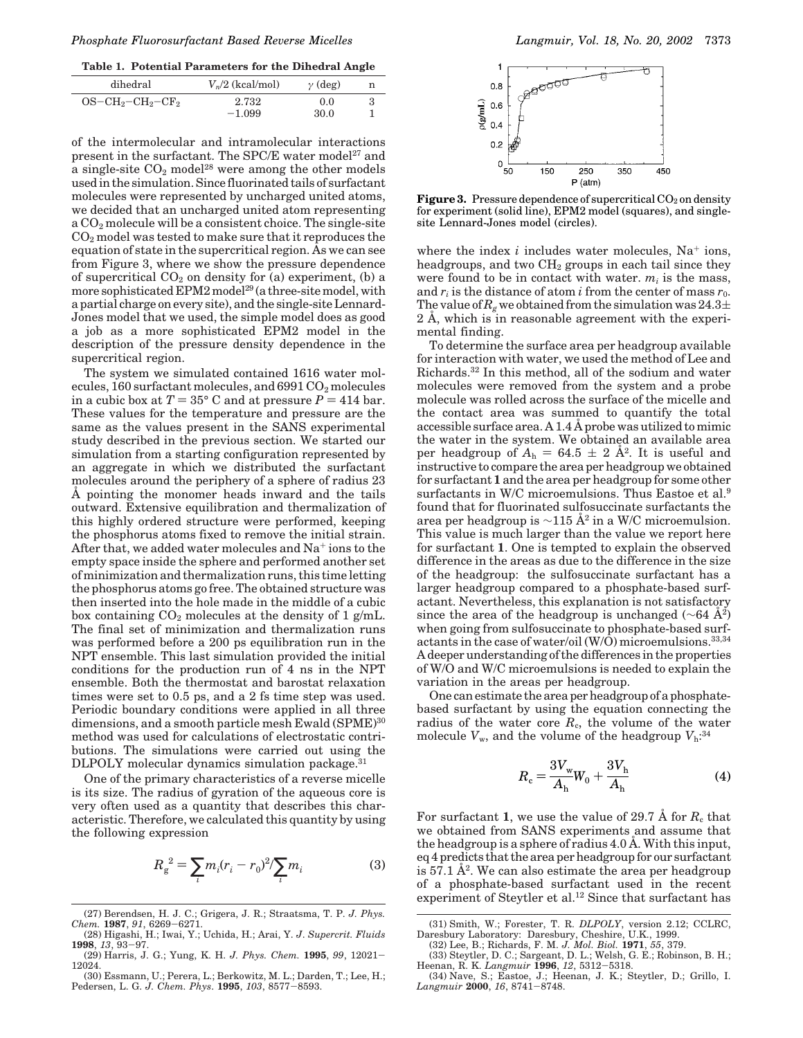**Table 1. Potential Parameters for the Dihedral Angle**

| dihedral | $V_n/2$ (kcal/mol) | $\gamma$ (deg) | n |
|---|---|---|---|
| $OS-CH_2-CH_2-CF_2$ | 2.732 | 0.0 | 3 |
| | −1.099 | 30.0 | 1 |

of the intermolecular and intramolecular interactions present in the surfactant. The SPC/E water model[27] and a single-site $CO_2$ model[28] were among the other models used in the simulation. Since fluorinated tails of surfactant molecules were represented by uncharged united atoms, we decided that an uncharged united atom representing a $CO_2$ molecule will be a consistent choice. The single-site $CO_2$ model was tested to make sure that it reproduces the equation of state in the supercritical region. As we can see from Figure 3, where we show the pressure dependence of supercritical $CO_2$ on density for (a) experiment, (b) a more sophisticated EPM2 model[29] (a three-site model, with a partial charge on every site), and the single-site Lennard-Jones model that we used, the simple model does as good a job as a more sophisticated EPM2 model in the description of the pressure density dependence in the supercritical region.

**Figure 3.** Pressure dependence of supercritical $CO_2$ on density for experiment (solid line), EPM2 model (squares), and single-site Lennard-Jones model (circles).

The system we simulated contained 1616 water molecules, 160 surfactant molecules, and 6991 $CO_2$ molecules in a cubic box at $T = 35°$ C and at pressure $P = 414$ bar. These values for the temperature and pressure are the same as the values present in the SANS experimental study described in the previous section. We started our simulation from a starting configuration represented by an aggregate in which we distributed the surfactant molecules around the periphery of a sphere of radius 23 Å pointing the monomer heads inward and the tails outward. Extensive equilibration and thermalization of this highly ordered structure were performed, keeping the phosphorus atoms fixed to remove the initial strain. After that, we added water molecules and $Na^+$ ions to the empty space inside the sphere and performed another set of minimization and thermalization runs, this time letting the phosphorus atoms go free. The obtained structure was then inserted into the hole made in the middle of a cubic box containing $CO_2$ molecules at the density of 1 g/mL. The final set of minimization and thermalization runs was performed before a 200 ps equilibration run in the NPT ensemble. This last simulation provided the initial conditions for the production run of 4 ns in the NPT ensemble. Both the thermostat and barostat relaxation times were set to 0.5 ps, and a 2 fs time step was used. Periodic boundary conditions were applied in all three dimensions, and a smooth particle mesh Ewald (SPME)[30] method was used for calculations of electrostatic contributions. The simulations were carried out using the DLPOLY molecular dynamics simulation package.[31]

One of the primary characteristics of a reverse micelle is its size. The radius of gyration of the aqueous core is very often used as a quantity that describes this characteristic. Therefore, we calculated this quantity by using the following expression

$$R_g^{\,2} = \sum_i m_i (r_i - r_0)^2 / \sum_i m_i \tag{3}$$

where the index $i$ includes water molecules, $Na^+$ ions, headgroups, and two $CH_2$ groups in each tail since they were found to be in contact with water. $m_i$ is the mass, and $r_i$ is the distance of atom $i$ from the center of mass $r_0$. The value of $R_g$ we obtained from the simulation was 24.3 ± 2 Å, which is in reasonable agreement with the experimental finding.

To determine the surface area per headgroup available for interaction with water, we used the method of Lee and Richards.[32] In this method, all of the sodium and water molecules were removed from the system and a probe molecule was rolled across the surface of the micelle and the contact area was summed to quantify the total accessible surface area. A 1.4 Å probe was utilized to mimic the water in the system. We obtained an available area per headgroup of $A_h = 64.5 \pm 2$ Å$^2$. It is useful and instructive to compare the area per headgroup we obtained for surfactant **1** and the area per headgroup for some other surfactants in W/C microemulsions. Thus Eastoe et al.[9] found that for fluorinated sulfosuccinate surfactants the area per headgroup is ~115 Å$^2$ in a W/C microemulsion. This value is much larger than the value we report here for surfactant **1**. One is tempted to explain the observed difference in the areas as due to the difference in the size of the headgroup: the sulfosuccinate surfactant has a larger headgroup compared to a phosphate-based surfactant. Nevertheless, this explanation is not satisfactory since the area of the headgroup is unchanged (~64 Å$^2$) when going from sulfosuccinate to phosphate-based surfactants in the case of water/oil (W/O) microemulsions.[33,34] A deeper understanding of the differences in the properties of W/O and W/C microemulsions is needed to explain the variation in the areas per headgroup.

One can estimate the area per headgroup of a phosphate-based surfactant by using the equation connecting the radius of the water core $R_c$, the volume of the water molecule $V_w$, and the volume of the headgroup $V_h$:[34]

$$R_c = \frac{3V_w}{A_h} W_0 + \frac{3V_h}{A_h} \tag{4}$$

For surfactant **1**, we use the value of 29.7 Å for $R_c$ that we obtained from SANS experiments and assume that the headgroup is a sphere of radius 4.0 Å. With this input, eq 4 predicts that the area per headgroup for our surfactant is 57.1 Å$^2$. We can also estimate the area per headgroup of a phosphate-based surfactant used in the recent experiment of Steytler et al.[12] Since that surfactant has

(27) Berendsen, H. J. C.; Grigera, J. R.; Straatsma, T. P. *J. Phys. Chem.* **1987**, *91*, 6269−6271.
(28) Higashi, H.; Iwai, Y.; Uchida, H.; Arai, Y. *J. Supercrit. Fluids* **1998**, *13*, 93−97.
(29) Harris, J. G.; Yung, K. H. *J. Phys. Chem.* **1995**, *99*, 12021−12024.
(30) Essmann, U.; Perera, L.; Berkowitz, M. L.; Darden, T.; Lee, H.; Pedersen, L. G. *J. Chem. Phys.* **1995**, *103*, 8577−8593.
(31) Smith, W.; Forester, T. R. *DLPOLY*, version 2.12; CCLRC, Daresbury Laboratory: Daresbury, Cheshire, U.K., 1999.
(32) Lee, B.; Richards, F. M. *J. Mol. Biol.* **1971**, *55*, 379.
(33) Steytler, D. C.; Sargeant, D. L.; Welsh, G. E.; Robinson, B. H.; Heenan, R. K. *Langmuir* **1996**, *12*, 5312−5318.
(34) Nave, S.; Eastoe, J.; Heenan, J. K.; Steytler, D.; Grillo, I. *Langmuir* **2000**, *16*, 8741−8748.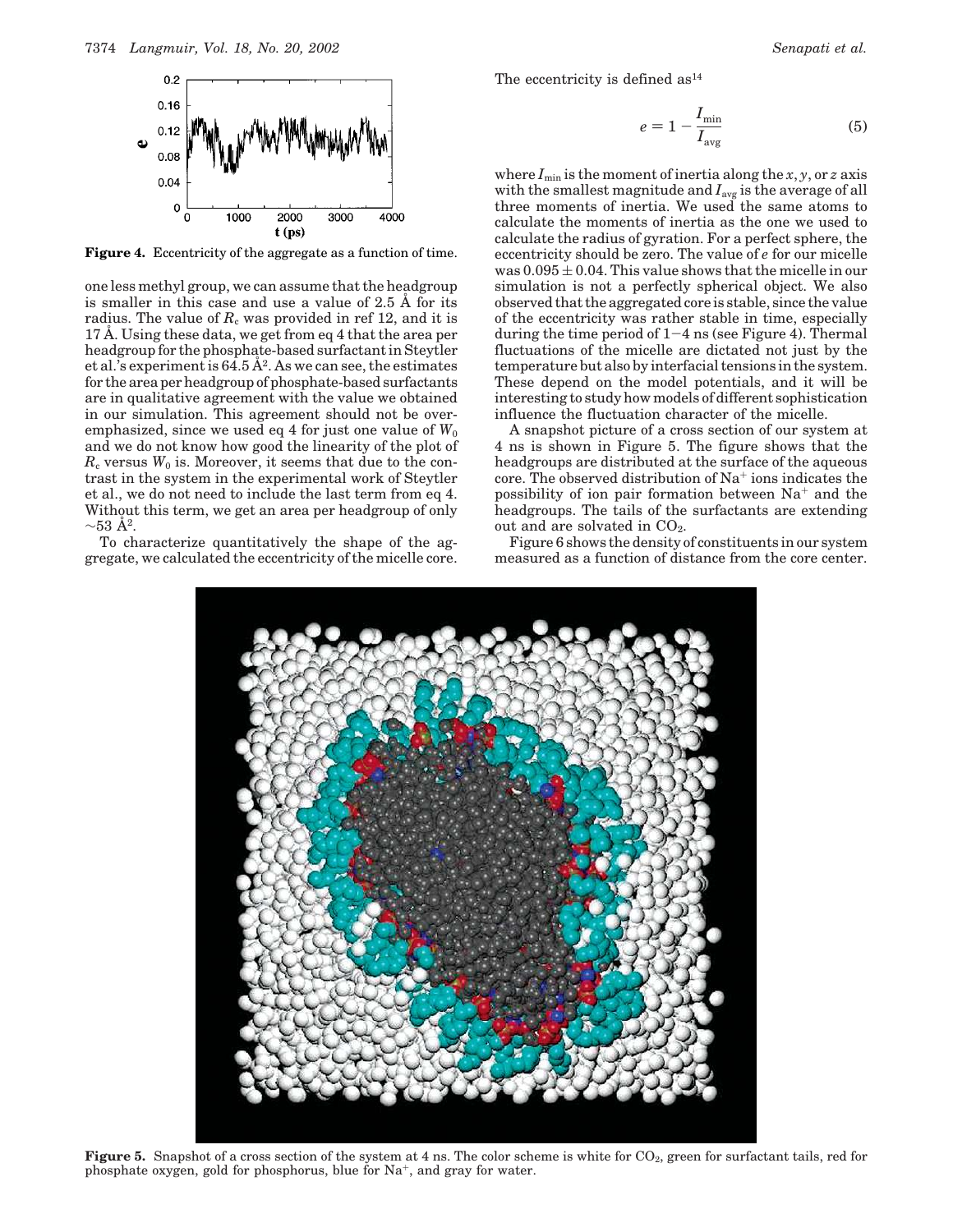**Figure 4.** Eccentricity of the aggregate as a function of time.

one less methyl group, we can assume that the headgroup is smaller in this case and use a value of 2.5 Å for its radius. The value of $R_c$ was provided in ref 12, and it is 17 Å. Using these data, we get from eq 4 that the area per headgroup for the phosphate-based surfactant in Steytler et al.'s experiment is 64.5 Å$^2$. As we can see, the estimates for the area per headgroup of phosphate-based surfactants are in qualitative agreement with the value we obtained in our simulation. This agreement should not be overemphasized, since we used eq 4 for just one value of $W_0$ and we do not know how good the linearity of the plot of $R_c$ versus $W_0$ is. Moreover, it seems that due to the contrast in the system in the experimental work of Steytler et al., we do not need to include the last term from eq 4. Without this term, we get an area per headgroup of only ~53 Å$^2$.

To characterize quantitatively the shape of the aggregate, we calculated the eccentricity of the micelle core. The eccentricity is defined as[14]

$$e = 1 - \frac{I_{\min}}{I_{\text{avg}}} \tag{5}$$

where $I_{\min}$ is the moment of inertia along the $x$, $y$, or $z$ axis with the smallest magnitude and $I_{\text{avg}}$ is the average of all three moments of inertia. We used the same atoms to calculate the moments of inertia as the one we used to calculate the radius of gyration. For a perfect sphere, the eccentricity should be zero. The value of $e$ for our micelle was $0.095 \pm 0.04$. This value shows that the micelle in our simulation is not a perfectly spherical object. We also observed that the aggregated core is stable, since the value of the eccentricity was rather stable in time, especially during the time period of 1–4 ns (see Figure 4). Thermal fluctuations of the micelle are dictated not just by the temperature but also by interfacial tensions in the system. These depend on the model potentials, and it will be interesting to study how models of different sophistication influence the fluctuation character of the micelle.

A snapshot picture of a cross section of our system at 4 ns is shown in Figure 5. The figure shows that the headgroups are distributed at the surface of the aqueous core. The observed distribution of $Na^+$ ions indicates the possibility of ion pair formation between $Na^+$ and the headgroups. The tails of the surfactants are extending out and are solvated in $CO_2$.

Figure 6 shows the density of constituents in our system measured as a function of distance from the core center.

**Figure 5.** Snapshot of a cross section of the system at 4 ns. The color scheme is white for $CO_2$, green for surfactant tails, red for phosphate oxygen, gold for phosphorus, blue for $Na^+$, and gray for water.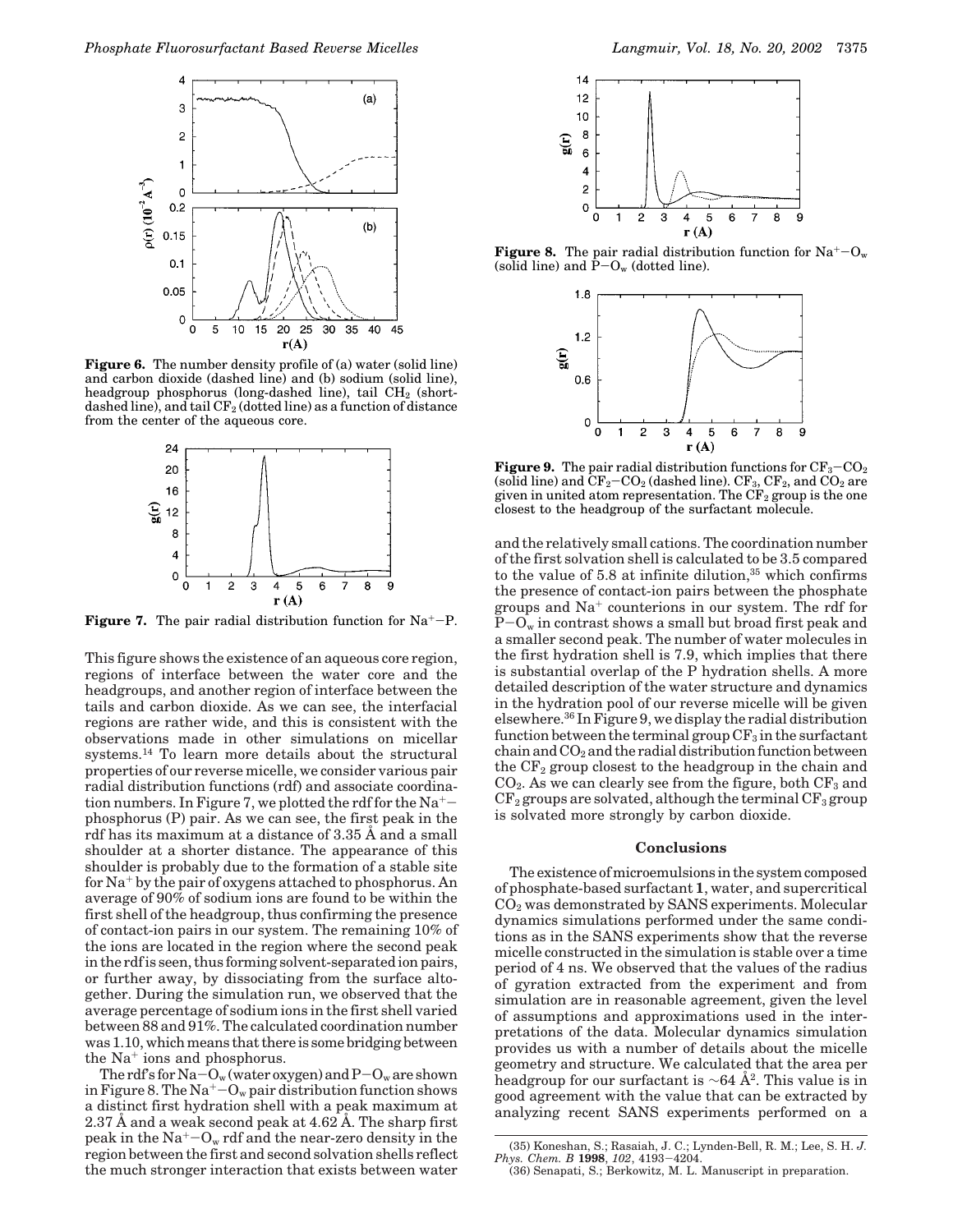**Figure 6.** The number density profile of (a) water (solid line) and carbon dioxide (dashed line) and (b) sodium (solid line), headgroup phosphorus (long-dashed line), tail $CH_2$ (short-dashed line), and tail $CF_2$ (dotted line) as a function of distance from the center of the aqueous core.

**Figure 7.** The pair radial distribution function for $Na^+$–P.

This figure shows the existence of an aqueous core region, regions of interface between the water core and the headgroups, and another region of interface between the tails and carbon dioxide. As we can see, the interfacial regions are rather wide, and this is consistent with the observations made in other simulations on micellar systems.[14] To learn more details about the structural properties of our reverse micelle, we consider various pair radial distribution functions (rdf) and associate coordination numbers. In Figure 7, we plotted the rdf for the $Na^+$–phosphorus (P) pair. As we can see, the first peak in the rdf has its maximum at a distance of 3.35 Å and a small shoulder at a shorter distance. The appearance of this shoulder is probably due to the formation of a stable site for $Na^+$ by the pair of oxygens attached to phosphorus. An average of 90% of sodium ions are found to be within the first shell of the headgroup, thus confirming the presence of contact-ion pairs in our system. The remaining 10% of the ions are located in the region where the second peak in the rdf is seen, thus forming solvent-separated ion pairs, or further away, by dissociating from the surface altogether. During the simulation run, we observed that the average percentage of sodium ions in the first shell varied between 88 and 91%. The calculated coordination number was 1.10, which means that there is some bridging between the $Na^+$ ions and phosphorus.

The rdf's for Na–$O_w$ (water oxygen) and P–$O_w$ are shown in Figure 8. The $Na^+$–$O_w$ pair distribution function shows a distinct first hydration shell with a peak maximum at 2.37 Å and a weak second peak at 4.62 Å. The sharp first peak in the $Na^+$–$O_w$ rdf and the near-zero density in the region between the first and second solvation shells reflect the much stronger interaction that exists between water and the relatively small cations. The coordination number of the first solvation shell is calculated to be 3.5 compared to the value of 5.8 at infinite dilution,[35] which confirms the presence of contact-ion pairs between the phosphate groups and $Na^+$ counterions in our system. The rdf for P–$O_w$ in contrast shows a small but broad first peak and a smaller second peak. The number of water molecules in the first hydration shell is 7.9, which implies that there is substantial overlap of the P hydration shells. A more detailed description of the water structure and dynamics in the hydration pool of our reverse micelle will be given elsewhere.[36] In Figure 9, we display the radial distribution function between the terminal group $CF_3$ in the surfactant chain and $CO_2$ and the radial distribution function between the $CF_2$ group closest to the headgroup in the chain and $CO_2$. As we can clearly see from the figure, both $CF_3$ and $CF_2$ groups are solvated, although the terminal $CF_3$ group is solvated more strongly by carbon dioxide.

**Figure 8.** The pair radial distribution function for $Na^+$–$O_w$ (solid line) and P–$O_w$ (dotted line).

**Figure 9.** The pair radial distribution functions for $CF_3$–$CO_2$ (solid line) and $CF_2$–$CO_2$ (dashed line). $CF_3$, $CF_2$, and $CO_2$ are given in united atom representation. The $CF_2$ group is the one closest to the headgroup of the surfactant molecule.

## Conclusions

The existence of microemulsions in the system composed of phosphate-based surfactant **1**, water, and supercritical $CO_2$ was demonstrated by SANS experiments. Molecular dynamics simulations performed under the same conditions as in the SANS experiments show that the reverse micelle constructed in the simulation is stable over a time period of 4 ns. We observed that the values of the radius of gyration extracted from the experiment and from simulation are in reasonable agreement, given the level of assumptions and approximations used in the interpretations of the data. Molecular dynamics simulation provides us with a number of details about the micelle geometry and structure. We calculated that the area per headgroup for our surfactant is ~64 Å$^2$. This value is in good agreement with the value that can be extracted by analyzing recent SANS experiments performed on a

(35) Koneshan, S.; Rasaiah, J. C.; Lynden-Bell, R. M.; Lee, S. H. *J. Phys. Chem. B* **1998**, *102*, 4193–4204.

(36) Senapati, S.; Berkowitz, M. L. Manuscript in preparation.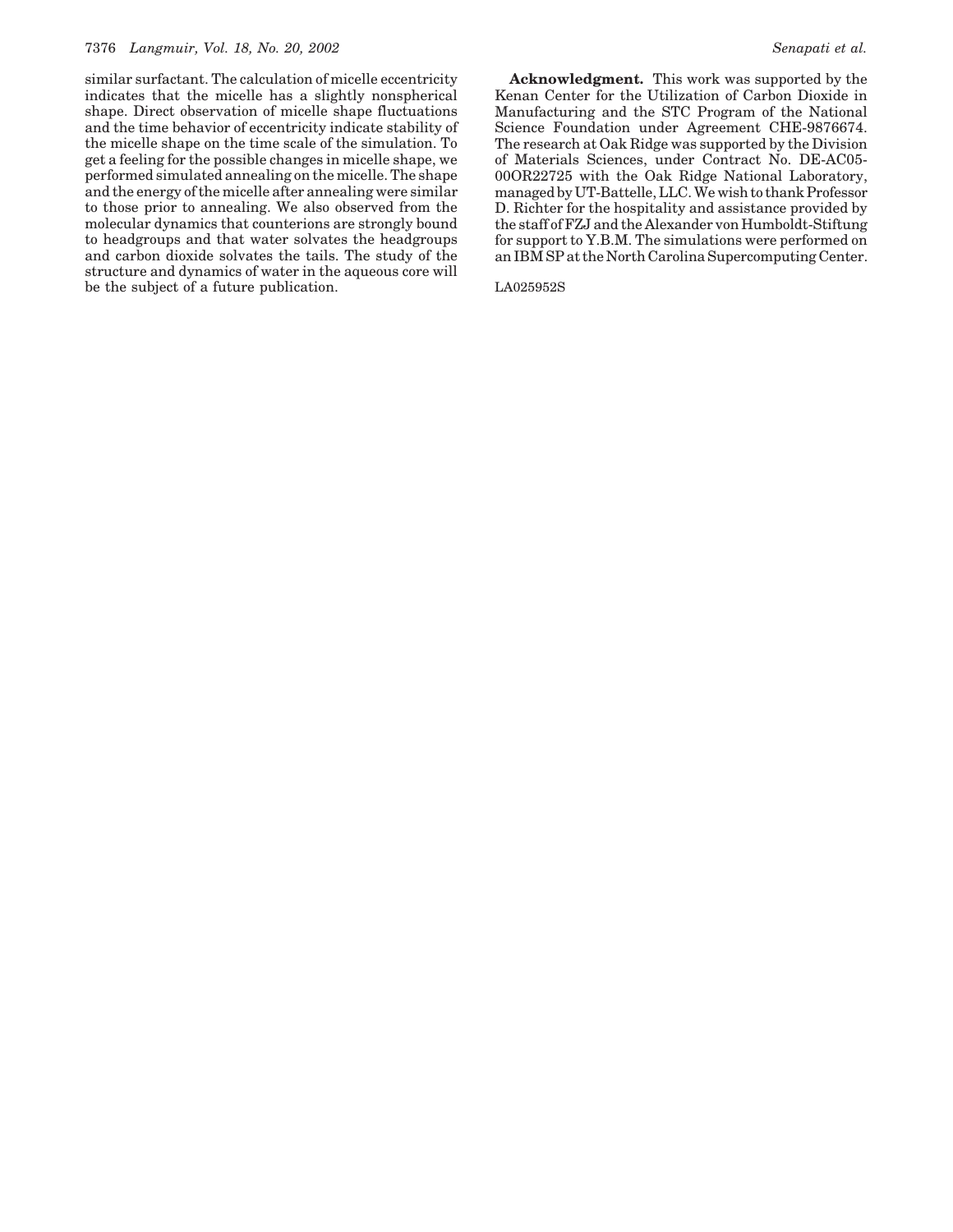similar surfactant. The calculation of micelle eccentricity indicates that the micelle has a slightly nonspherical shape. Direct observation of micelle shape fluctuations and the time behavior of eccentricity indicate stability of the micelle shape on the time scale of the simulation. To get a feeling for the possible changes in micelle shape, we performed simulated annealing on the micelle. The shape and the energy of the micelle after annealing were similar to those prior to annealing. We also observed from the molecular dynamics that counterions are strongly bound to headgroups and that water solvates the headgroups and carbon dioxide solvates the tails. The study of the structure and dynamics of water in the aqueous core will be the subject of a future publication.

**Acknowledgment.** This work was supported by the Kenan Center for the Utilization of Carbon Dioxide in Manufacturing and the STC Program of the National Science Foundation under Agreement CHE-9876674. The research at Oak Ridge was supported by the Division of Materials Sciences, under Contract No. DE-AC05-00OR22725 with the Oak Ridge National Laboratory, managed by UT-Battelle, LLC. We wish to thank Professor D. Richter for the hospitality and assistance provided by the staff of FZJ and the Alexander von Humboldt-Stiftung for support to Y.B.M. The simulations were performed on an IBM SP at the North Carolina Supercomputing Center.

LA025952S